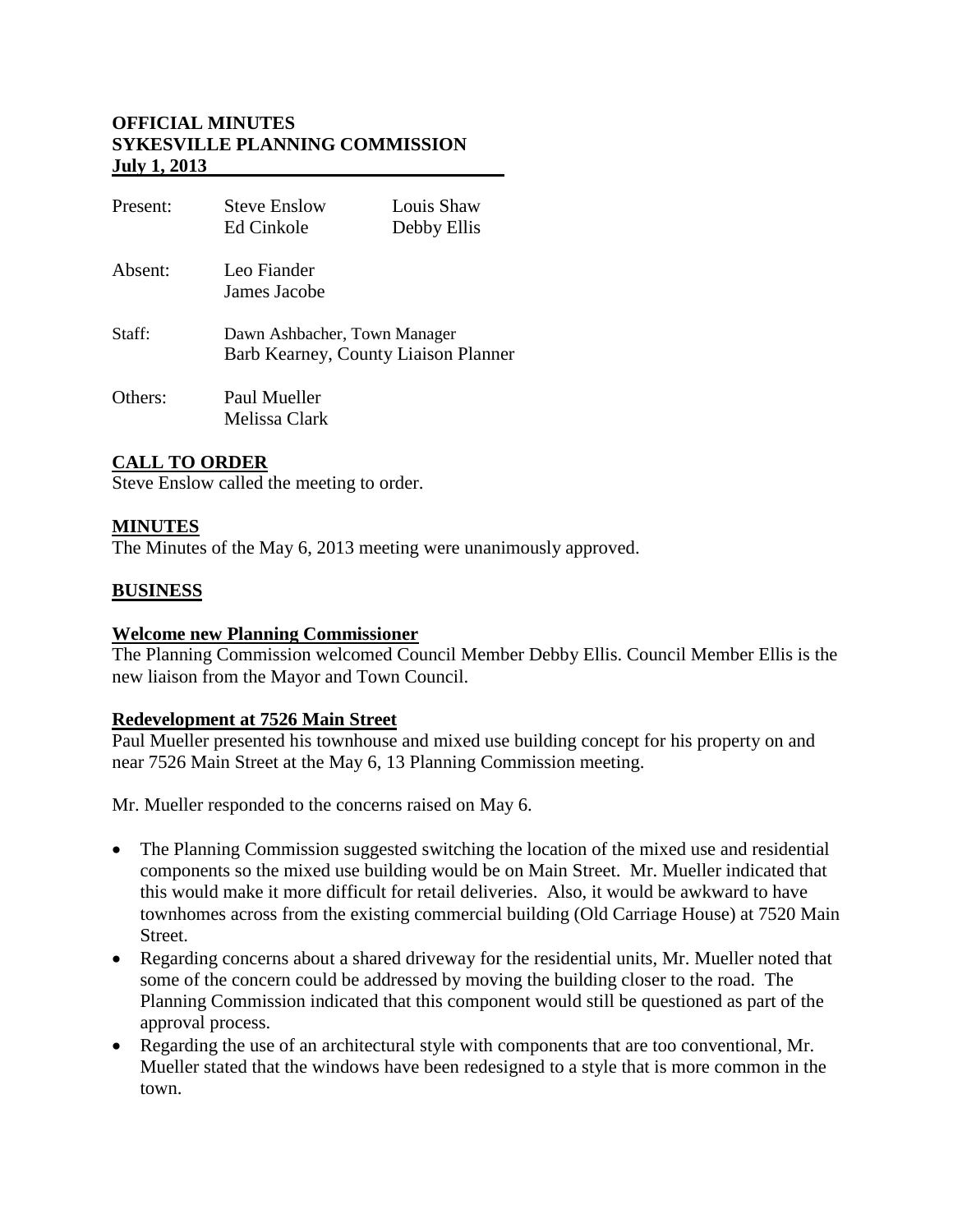# OFFICIAL MINUTES
# SYKESVILLE PLANNING COMMISSION
**July 1, 2013**

| | | |
|---|---|---|
| Present: | Steve Enslow | Louis Shaw |
| | Ed Cinkole | Debby Ellis |
| Absent: | Leo Fiander | |
| | James Jacobe | |
| Staff: | Dawn Ashbacher, Town Manager | |
| | Barb Kearney, County Liaison Planner | |
| Others: | Paul Mueller | |
| | Melissa Clark | |

## CALL TO ORDER

Steve Enslow called the meeting to order.

## MINUTES

The Minutes of the May 6, 2013 meeting were unanimously approved.

## BUSINESS

### Welcome new Planning Commissioner

The Planning Commission welcomed Council Member Debby Ellis. Council Member Ellis is the new liaison from the Mayor and Town Council.

### Redevelopment at 7526 Main Street

Paul Mueller presented his townhouse and mixed use building concept for his property on and near 7526 Main Street at the May 6, 13 Planning Commission meeting.

Mr. Mueller responded to the concerns raised on May 6.

- The Planning Commission suggested switching the location of the mixed use and residential components so the mixed use building would be on Main Street. Mr. Mueller indicated that this would make it more difficult for retail deliveries. Also, it would be awkward to have townhomes across from the existing commercial building (Old Carriage House) at 7520 Main Street.
- Regarding concerns about a shared driveway for the residential units, Mr. Mueller noted that some of the concern could be addressed by moving the building closer to the road. The Planning Commission indicated that this component would still be questioned as part of the approval process.
- Regarding the use of an architectural style with components that are too conventional, Mr. Mueller stated that the windows have been redesigned to a style that is more common in the town.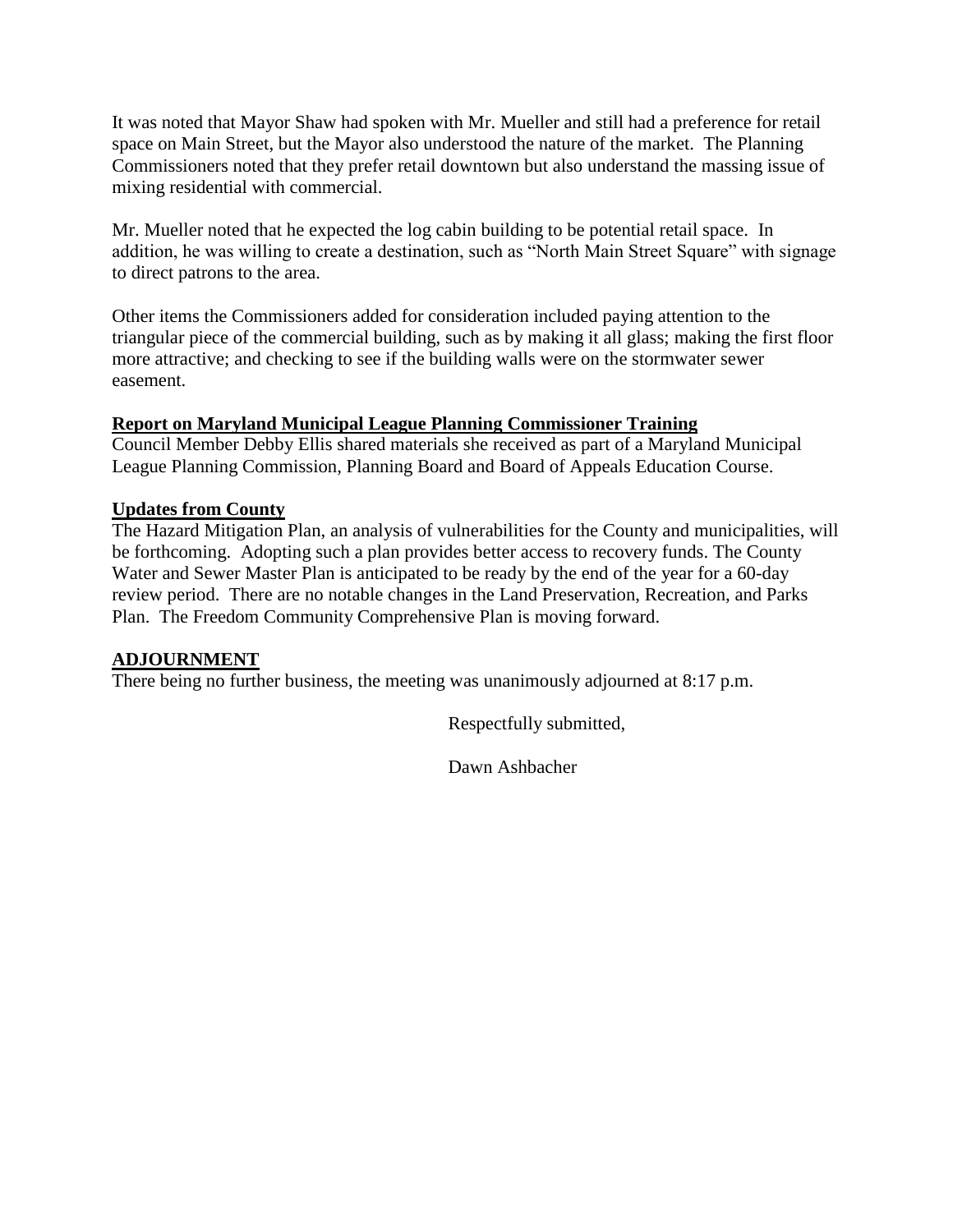It was noted that Mayor Shaw had spoken with Mr. Mueller and still had a preference for retail space on Main Street, but the Mayor also understood the nature of the market. The Planning Commissioners noted that they prefer retail downtown but also understand the massing issue of mixing residential with commercial.

Mr. Mueller noted that he expected the log cabin building to be potential retail space. In addition, he was willing to create a destination, such as "North Main Street Square" with signage to direct patrons to the area.

Other items the Commissioners added for consideration included paying attention to the triangular piece of the commercial building, such as by making it all glass; making the first floor more attractive; and checking to see if the building walls were on the stormwater sewer easement.

**Report on Maryland Municipal League Planning Commissioner Training**

Council Member Debby Ellis shared materials she received as part of a Maryland Municipal League Planning Commission, Planning Board and Board of Appeals Education Course.

**Updates from County**

The Hazard Mitigation Plan, an analysis of vulnerabilities for the County and municipalities, will be forthcoming. Adopting such a plan provides better access to recovery funds. The County Water and Sewer Master Plan is anticipated to be ready by the end of the year for a 60-day review period. There are no notable changes in the Land Preservation, Recreation, and Parks Plan. The Freedom Community Comprehensive Plan is moving forward.

**ADJOURNMENT**

There being no further business, the meeting was unanimously adjourned at 8:17 p.m.

Respectfully submitted,

Dawn Ashbacher